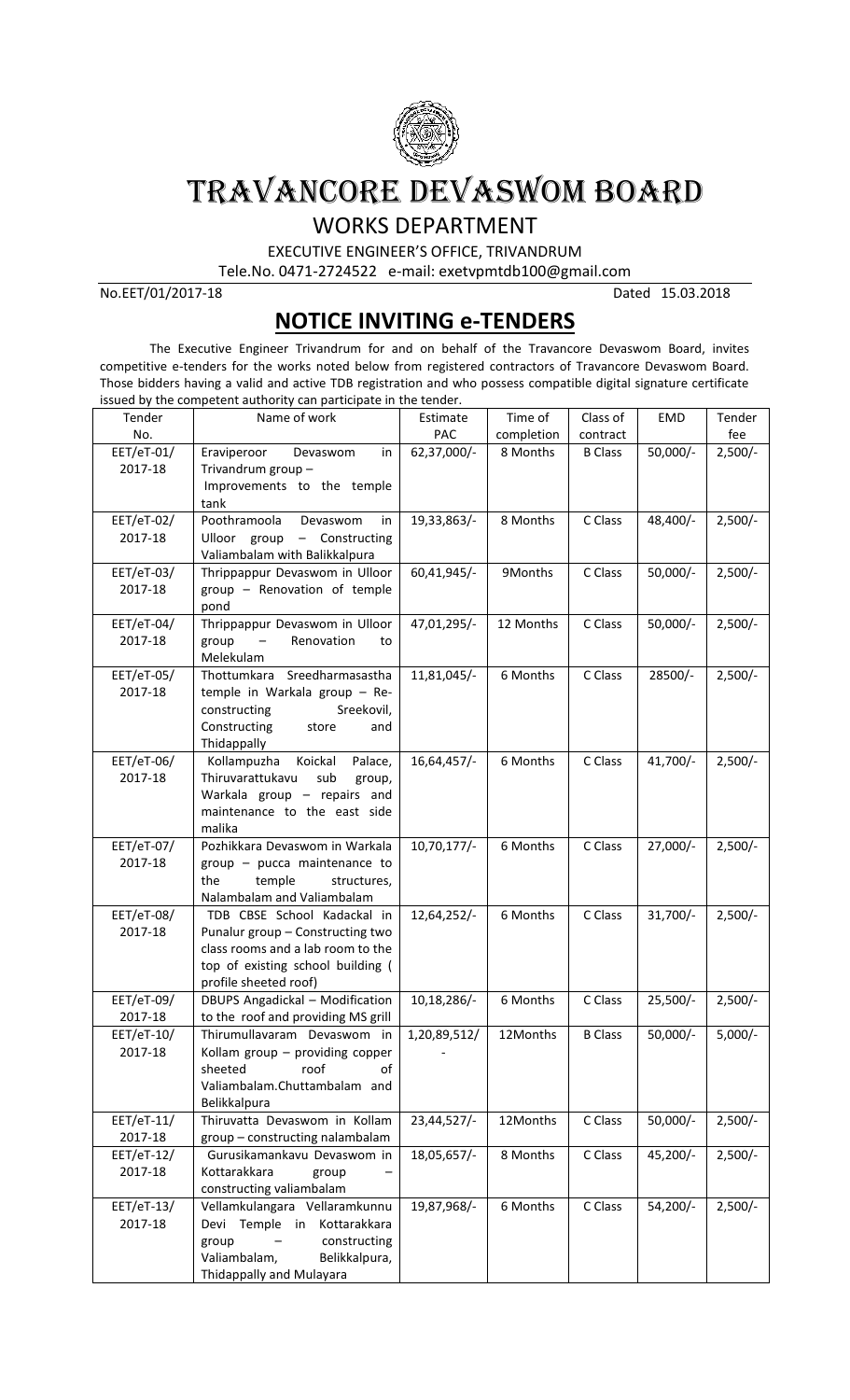# TRAVANCORE DEVASWOM BOARD

## WORKS DEPARTMENT

EXECUTIVE ENGINEER'S OFFICE, TRIVANDRUM

Tele.No. 0471-2724522 e-mail: exetvpmtdb100@gmail.com

No.EET/01/2017-18 Dated 15.03.2018

## NOTICE INVITING e-TENDERS

The Executive Engineer Trivandrum for and on behalf of the Travancore Devaswom Board, invites competitive e-tenders for the works noted below from registered contractors of Travancore Devaswom Board. Those bidders having a valid and active TDB registration and who possess compatible digital signature certificate issued by the competent authority can participate in the tender.

| Tender No. | Name of work | Estimate PAC | Time of completion | Class of contract | EMD | Tender fee |
|---|---|---|---|---|---|---|
| EET/eT-01/ 2017-18 | Eraviperoor Devaswom in Trivandrum group – Improvements to the temple tank | 62,37,000/- | 8 Months | B Class | 50,000/- | 2,500/- |
| EET/eT-02/ 2017-18 | Poothramoola Devaswom in Ulloor group – Constructing Valiambalam with Balikkalpura | 19,33,863/- | 8 Months | C Class | 48,400/- | 2,500/- |
| EET/eT-03/ 2017-18 | Thrippappur Devaswom in Ulloor group – Renovation of temple pond | 60,41,945/- | 9Months | C Class | 50,000/- | 2,500/- |
| EET/eT-04/ 2017-18 | Thrippappur Devaswom in Ulloor group – Renovation to Melekulam | 47,01,295/- | 12 Months | C Class | 50,000/- | 2,500/- |
| EET/eT-05/ 2017-18 | Thottumkara Sreedharmasastha temple in Warkala group – Re-constructing Sreekovil, Constructing store and Thidappally | 11,81,045/- | 6 Months | C Class | 28500/- | 2,500/- |
| EET/eT-06/ 2017-18 | Kollampuzha Koickal Palace, Thiruvarattukavu sub group, Warkala group – repairs and maintenance to the east side malika | 16,64,457/- | 6 Months | C Class | 41,700/- | 2,500/- |
| EET/eT-07/ 2017-18 | Pozhikkara Devaswom in Warkala group – pucca maintenance to the temple structures, Nalambalam and Valiambalam | 10,70,177/- | 6 Months | C Class | 27,000/- | 2,500/- |
| EET/eT-08/ 2017-18 | TDB CBSE School Kadackal in Punalur group – Constructing two class rooms and a lab room to the top of existing school building ( profile sheeted roof) | 12,64,252/- | 6 Months | C Class | 31,700/- | 2,500/- |
| EET/eT-09/ 2017-18 | DBUPS Angadickal – Modification to the roof and providing MS grill | 10,18,286/- | 6 Months | C Class | 25,500/- | 2,500/- |
| EET/eT-10/ 2017-18 | Thirumullavaram Devaswom in Kollam group – providing copper sheeted roof of Valiambalam.Chuttambalam and Belikkalpura | 1,20,89,512/- | 12Months | B Class | 50,000/- | 5,000/- |
| EET/eT-11/ 2017-18 | Thiruvatta Devaswom in Kollam group – constructing nalambalam | 23,44,527/- | 12Months | C Class | 50,000/- | 2,500/- |
| EET/eT-12/ 2017-18 | Gurusikamankavu Devaswom in Kottarakkara group – constructing valiambalam | 18,05,657/- | 8 Months | C Class | 45,200/- | 2,500/- |
| EET/eT-13/ 2017-18 | Vellamkulangara Vellaramkunnu Devi Temple in Kottarakkara group – constructing Valiambalam, Belikkalpura, Thidappally and Mulayara | 19,87,968/- | 6 Months | C Class | 54,200/- | 2,500/- |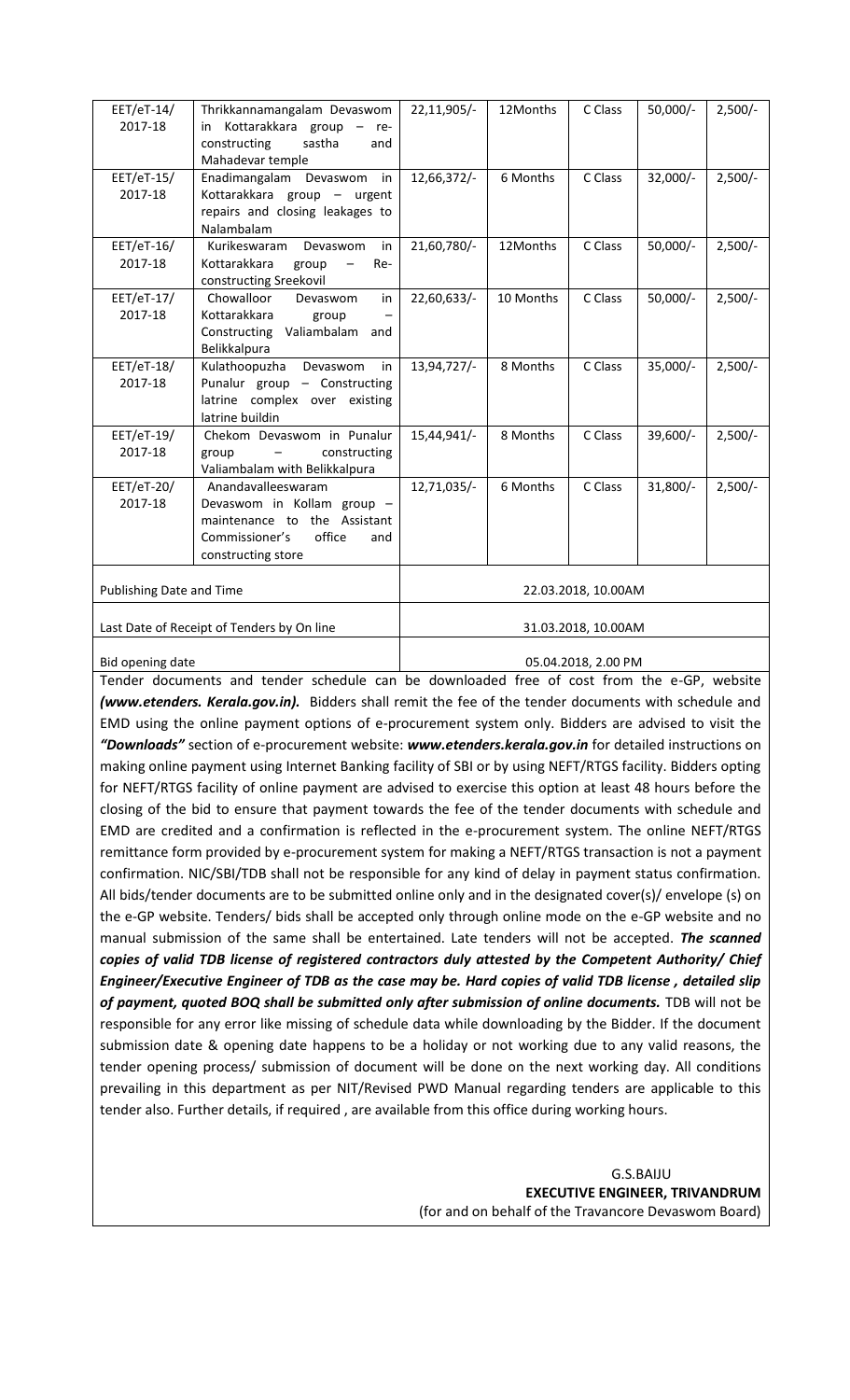| | | | | | | |
|---|---|---|---|---|---|---|
| EET/eT-14/ 2017-18 | Thrikkannamangalam Devaswom in Kottarakkara group – re-constructing sastha and Mahadevar temple | 22,11,905/- | 12Months | C Class | 50,000/- | 2,500/- |
| EET/eT-15/ 2017-18 | Enadimangalam Devaswom in Kottarakkara group – urgent repairs and closing leakages to Nalambalam | 12,66,372/- | 6 Months | C Class | 32,000/- | 2,500/- |
| EET/eT-16/ 2017-18 | Kurikeswaram Devaswom in Kottarakkara group – Re-constructing Sreekovil | 21,60,780/- | 12Months | C Class | 50,000/- | 2,500/- |
| EET/eT-17/ 2017-18 | Chowalloor Devaswom in Kottarakkara group – Constructing Valiambalam and Belikkalpura | 22,60,633/- | 10 Months | C Class | 50,000/- | 2,500/- |
| EET/eT-18/ 2017-18 | Kulathoopuzha Devaswom in Punalur group – Constructing latrine complex over existing latrine buildin | 13,94,727/- | 8 Months | C Class | 35,000/- | 2,500/- |
| EET/eT-19/ 2017-18 | Chekom Devaswom in Punalur group – constructing Valiambalam with Belikkalpura | 15,44,941/- | 8 Months | C Class | 39,600/- | 2,500/- |
| EET/eT-20/ 2017-18 | Anandavalleeswaram Devaswom in Kollam group – maintenance to the Assistant Commissioner's office and constructing store | 12,71,035/- | 6 Months | C Class | 31,800/- | 2,500/- |

| | |
|---|---|
| Publishing Date and Time | 22.03.2018, 10.00AM |
| Last Date of Receipt of Tenders by On line | 31.03.2018, 10.00AM |
| Bid opening date | 05.04.2018, 2.00 PM |

Tender documents and tender schedule can be downloaded free of cost from the e-GP, website ***(www.etenders. Kerala.gov.in).*** Bidders shall remit the fee of the tender documents with schedule and EMD using the online payment options of e-procurement system only. Bidders are advised to visit the ***"Downloads"*** section of e-procurement website: ***www.etenders.kerala.gov.in*** for detailed instructions on making online payment using Internet Banking facility of SBI or by using NEFT/RTGS facility. Bidders opting for NEFT/RTGS facility of online payment are advised to exercise this option at least 48 hours before the closing of the bid to ensure that payment towards the fee of the tender documents with schedule and EMD are credited and a confirmation is reflected in the e-procurement system. The online NEFT/RTGS remittance form provided by e-procurement system for making a NEFT/RTGS transaction is not a payment confirmation. NIC/SBI/TDB shall not be responsible for any kind of delay in payment status confirmation. All bids/tender documents are to be submitted online only and in the designated cover(s)/ envelope (s) on the e-GP website. Tenders/ bids shall be accepted only through online mode on the e-GP website and no manual submission of the same shall be entertained. Late tenders will not be accepted. ***The scanned copies of valid TDB license of registered contractors duly attested by the Competent Authority/ Chief Engineer/Executive Engineer of TDB as the case may be. Hard copies of valid TDB license , detailed slip of payment, quoted BOQ shall be submitted only after submission of online documents.*** TDB will not be responsible for any error like missing of schedule data while downloading by the Bidder. If the document submission date & opening date happens to be a holiday or not working due to any valid reasons, the tender opening process/ submission of document will be done on the next working day. All conditions prevailing in this department as per NIT/Revised PWD Manual regarding tenders are applicable to this tender also. Further details, if required , are available from this office during working hours.

G.S.BAIJU
**EXECUTIVE ENGINEER, TRIVANDRUM**
(for and on behalf of the Travancore Devaswom Board)